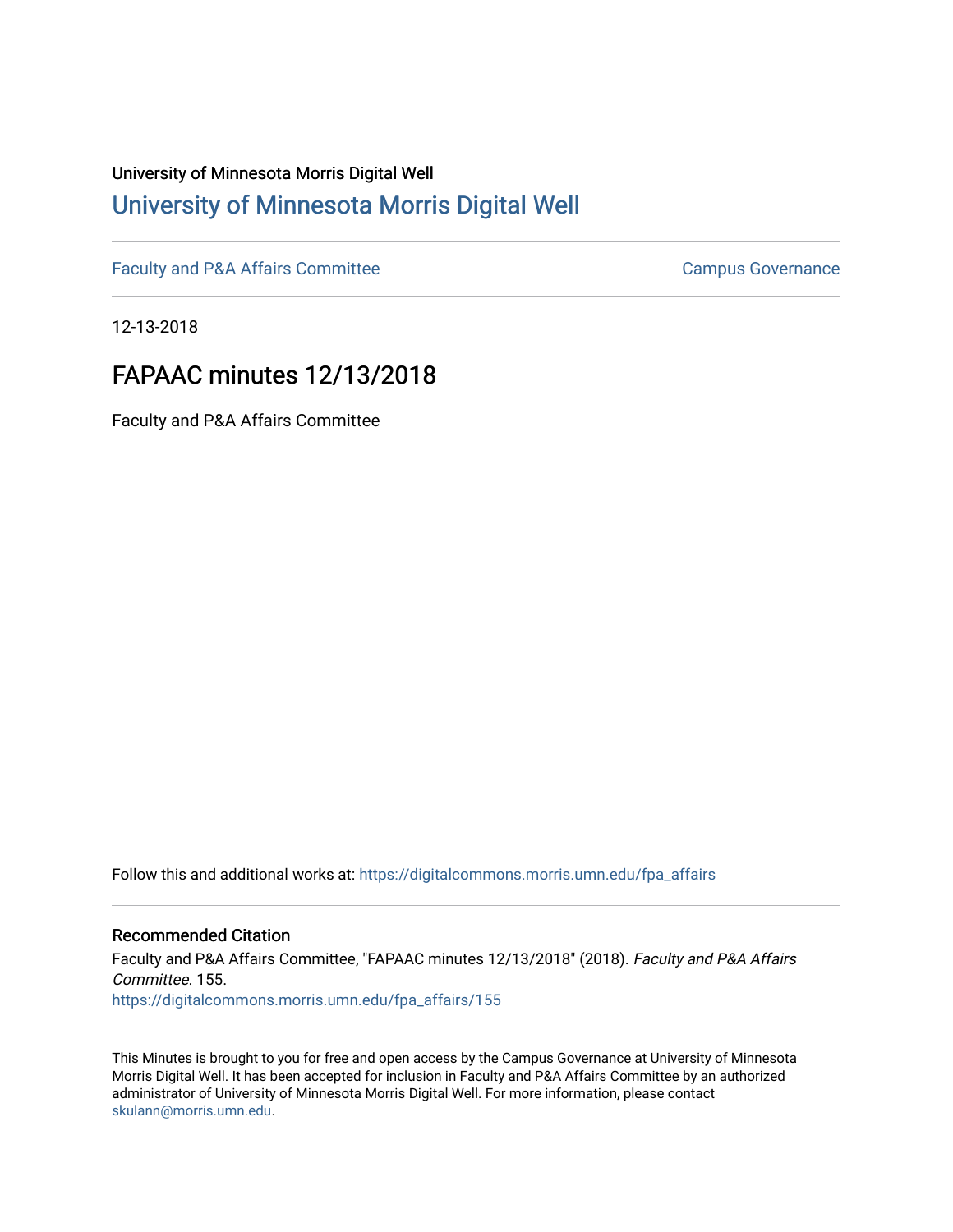University of Minnesota Morris Digital Well

# University of Minnesota Morris Digital Well

Faculty and P&A Affairs Committee

Campus Governance

12-13-2018

## FAPAAC minutes 12/13/2018

Faculty and P&A Affairs Committee

Follow this and additional works at: https://digitalcommons.morris.umn.edu/fpa_affairs

### Recommended Citation

Faculty and P&A Affairs Committee, "FAPAAC minutes 12/13/2018" (2018). *Faculty and P&A Affairs Committee*. 155.
https://digitalcommons.morris.umn.edu/fpa_affairs/155

This Minutes is brought to you for free and open access by the Campus Governance at University of Minnesota Morris Digital Well. It has been accepted for inclusion in Faculty and P&A Affairs Committee by an authorized administrator of University of Minnesota Morris Digital Well. For more information, please contact skulann@morris.umn.edu.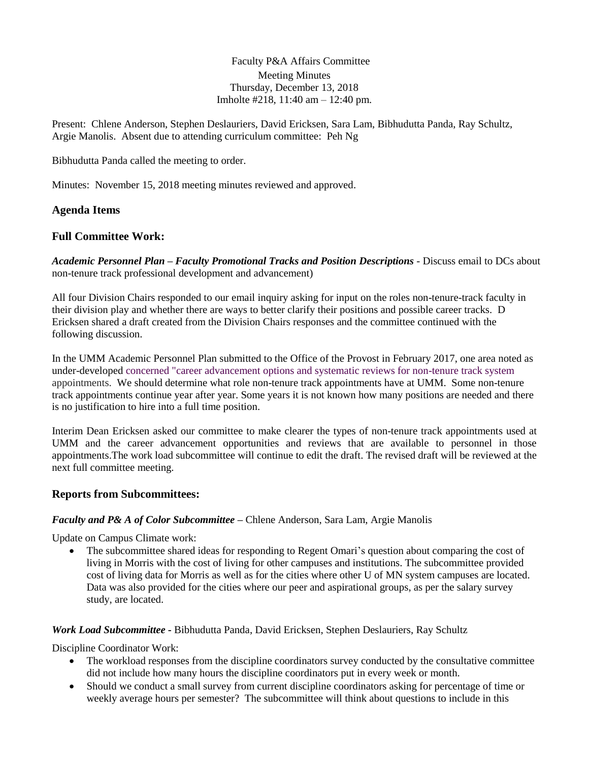Faculty P&A Affairs Committee
Meeting Minutes
Thursday, December 13, 2018
Imholte #218, 11:40 am – 12:40 pm.

Present: Chlene Anderson, Stephen Deslauriers, David Ericksen, Sara Lam, Bibhudutta Panda, Ray Schultz, Argie Manolis. Absent due to attending curriculum committee: Peh Ng

Bibhudutta Panda called the meeting to order.

Minutes: November 15, 2018 meeting minutes reviewed and approved.

## Agenda Items

## Full Committee Work:

***Academic Personnel Plan – Faculty Promotional Tracks and Position Descriptions*** - Discuss email to DCs about non-tenure track professional development and advancement)

All four Division Chairs responded to our email inquiry asking for input on the roles non-tenure-track faculty in their division play and whether there are ways to better clarify their positions and possible career tracks. D Ericksen shared a draft created from the Division Chairs responses and the committee continued with the following discussion.

In the UMM Academic Personnel Plan submitted to the Office of the Provost in February 2017, one area noted as under-developed concerned "career advancement options and systematic reviews for non-tenure track system appointments. We should determine what role non-tenure track appointments have at UMM. Some non-tenure track appointments continue year after year. Some years it is not known how many positions are needed and there is no justification to hire into a full time position.

Interim Dean Ericksen asked our committee to make clearer the types of non-tenure track appointments used at UMM and the career advancement opportunities and reviews that are available to personnel in those appointments.The work load subcommittee will continue to edit the draft. The revised draft will be reviewed at the next full committee meeting.

## Reports from Subcommittees:

***Faculty and P& A of Color Subcommittee*** – Chlene Anderson, Sara Lam, Argie Manolis

Update on Campus Climate work:

- The subcommittee shared ideas for responding to Regent Omari's question about comparing the cost of living in Morris with the cost of living for other campuses and institutions. The subcommittee provided cost of living data for Morris as well as for the cities where other U of MN system campuses are located. Data was also provided for the cities where our peer and aspirational groups, as per the salary survey study, are located.

***Work Load Subcommittee*** - Bibhudutta Panda, David Ericksen, Stephen Deslauriers, Ray Schultz

Discipline Coordinator Work:

- The workload responses from the discipline coordinators survey conducted by the consultative committee did not include how many hours the discipline coordinators put in every week or month.
- Should we conduct a small survey from current discipline coordinators asking for percentage of time or weekly average hours per semester? The subcommittee will think about questions to include in this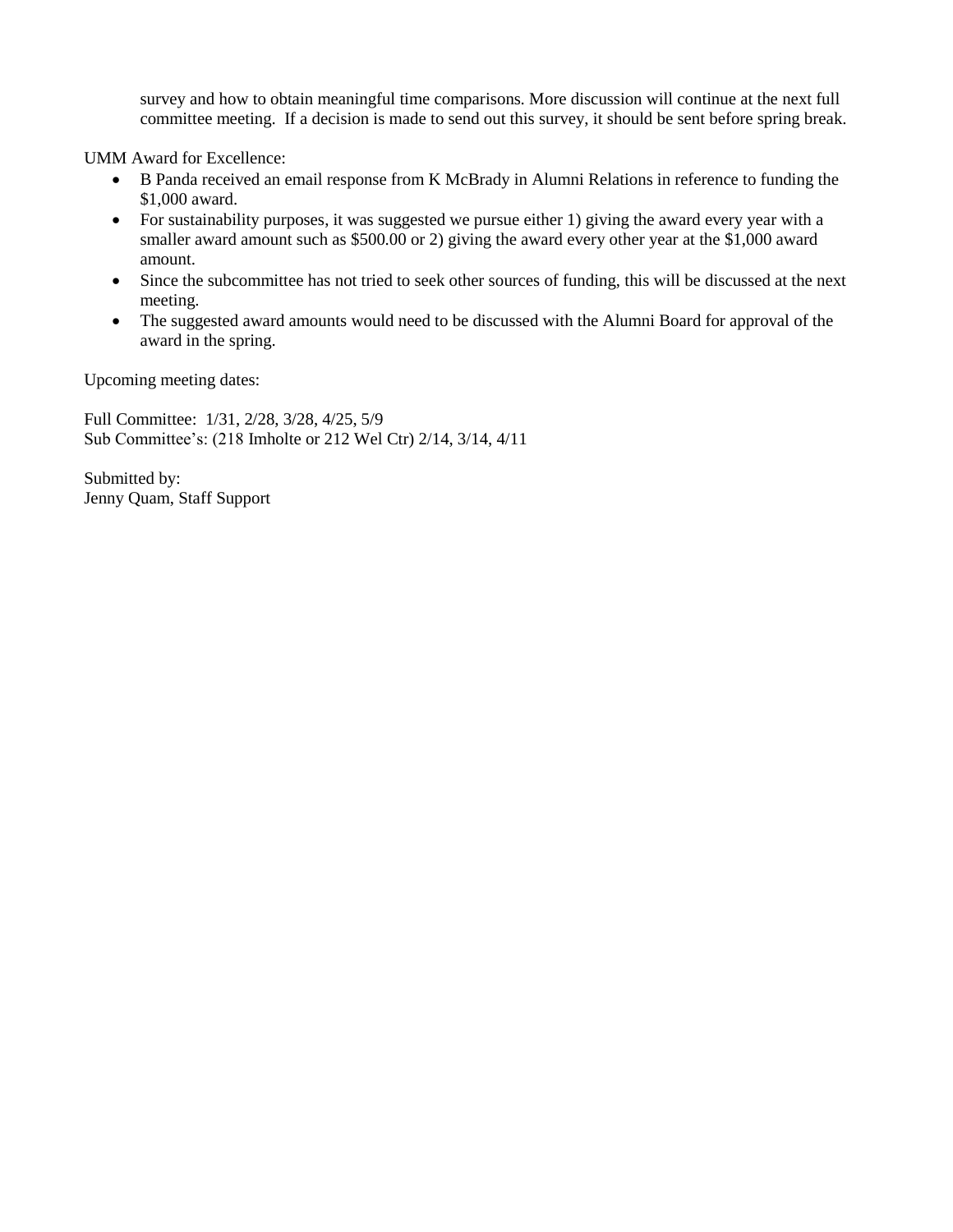survey and how to obtain meaningful time comparisons. More discussion will continue at the next full committee meeting. If a decision is made to send out this survey, it should be sent before spring break.

UMM Award for Excellence:

- B Panda received an email response from K McBrady in Alumni Relations in reference to funding the $1,000 award.
- For sustainability purposes, it was suggested we pursue either 1) giving the award every year with a smaller award amount such as $500.00 or 2) giving the award every other year at the $1,000 award amount.
- Since the subcommittee has not tried to seek other sources of funding, this will be discussed at the next meeting.
- The suggested award amounts would need to be discussed with the Alumni Board for approval of the award in the spring.

Upcoming meeting dates:

Full Committee: 1/31, 2/28, 3/28, 4/25, 5/9
Sub Committee's: (218 Imholte or 212 Wel Ctr) 2/14, 3/14, 4/11

Submitted by:
Jenny Quam, Staff Support